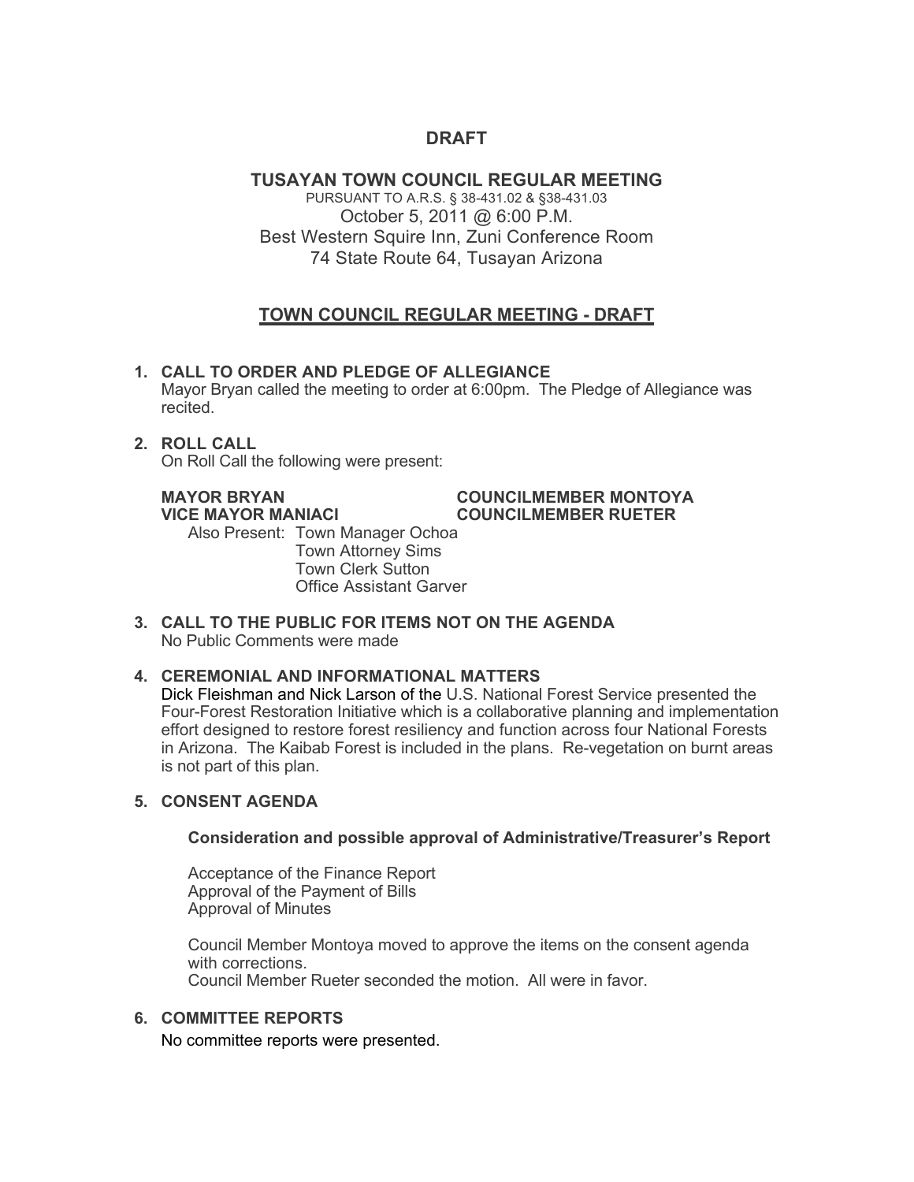**DRAFT**

**TUSAYAN TOWN COUNCIL REGULAR MEETING**

PURSUANT TO A.R.S. § 38-431.02 & §38-431.03

October 5, 2011 @ 6:00 P.M.

Best Western Squire Inn, Zuni Conference Room

74 State Route 64, Tusayan Arizona

## TOWN COUNCIL REGULAR MEETING - DRAFT

**1. CALL TO ORDER AND PLEDGE OF ALLEGIANCE**

Mayor Bryan called the meeting to order at 6:00pm. The Pledge of Allegiance was recited.

**2. ROLL CALL**

On Roll Call the following were present:

**MAYOR BRYAN**
**VICE MAYOR MANIACI**
**COUNCILMEMBER MONTOYA**
**COUNCILMEMBER RUETER**

Also Present: Town Manager Ochoa
Town Attorney Sims
Town Clerk Sutton
Office Assistant Garver

**3. CALL TO THE PUBLIC FOR ITEMS NOT ON THE AGENDA**

No Public Comments were made

**4. CEREMONIAL AND INFORMATIONAL MATTERS**

Dick Fleishman and Nick Larson of the U.S. National Forest Service presented the Four-Forest Restoration Initiative which is a collaborative planning and implementation effort designed to restore forest resiliency and function across four National Forests in Arizona. The Kaibab Forest is included in the plans. Re-vegetation on burnt areas is not part of this plan.

**5. CONSENT AGENDA**

**Consideration and possible approval of Administrative/Treasurer's Report**

Acceptance of the Finance Report
Approval of the Payment of Bills
Approval of Minutes

Council Member Montoya moved to approve the items on the consent agenda with corrections.
Council Member Rueter seconded the motion. All were in favor.

**6. COMMITTEE REPORTS**

No committee reports were presented.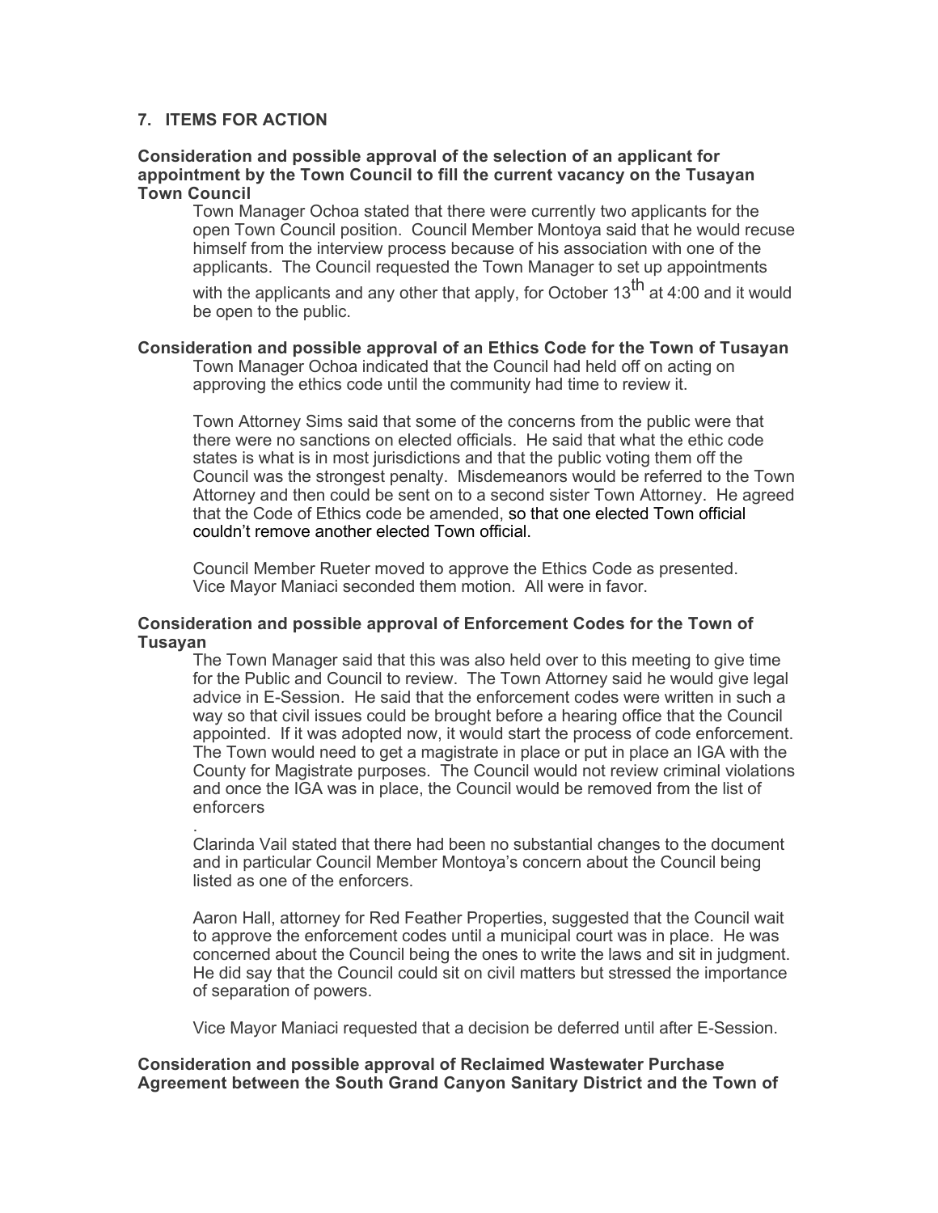## 7. ITEMS FOR ACTION

**Consideration and possible approval of the selection of an applicant for appointment by the Town Council to fill the current vacancy on the Tusayan Town Council**

Town Manager Ochoa stated that there were currently two applicants for the open Town Council position. Council Member Montoya said that he would recuse himself from the interview process because of his association with one of the applicants. The Council requested the Town Manager to set up appointments with the applicants and any other that apply, for October 13th at 4:00 and it would be open to the public.

**Consideration and possible approval of an Ethics Code for the Town of Tusayan**

Town Manager Ochoa indicated that the Council had held off on acting on approving the ethics code until the community had time to review it.

Town Attorney Sims said that some of the concerns from the public were that there were no sanctions on elected officials. He said that what the ethic code states is what is in most jurisdictions and that the public voting them off the Council was the strongest penalty. Misdemeanors would be referred to the Town Attorney and then could be sent on to a second sister Town Attorney. He agreed that the Code of Ethics code be amended, so that one elected Town official couldn't remove another elected Town official.

Council Member Rueter moved to approve the Ethics Code as presented. Vice Mayor Maniaci seconded them motion. All were in favor.

**Consideration and possible approval of Enforcement Codes for the Town of Tusayan**

The Town Manager said that this was also held over to this meeting to give time for the Public and Council to review. The Town Attorney said he would give legal advice in E-Session. He said that the enforcement codes were written in such a way so that civil issues could be brought before a hearing office that the Council appointed. If it was adopted now, it would start the process of code enforcement. The Town would need to get a magistrate in place or put in place an IGA with the County for Magistrate purposes. The Council would not review criminal violations and once the IGA was in place, the Council would be removed from the list of enforcers

.
Clarinda Vail stated that there had been no substantial changes to the document and in particular Council Member Montoya's concern about the Council being listed as one of the enforcers.

Aaron Hall, attorney for Red Feather Properties, suggested that the Council wait to approve the enforcement codes until a municipal court was in place. He was concerned about the Council being the ones to write the laws and sit in judgment. He did say that the Council could sit on civil matters but stressed the importance of separation of powers.

Vice Mayor Maniaci requested that a decision be deferred until after E-Session.

**Consideration and possible approval of Reclaimed Wastewater Purchase Agreement between the South Grand Canyon Sanitary District and the Town of**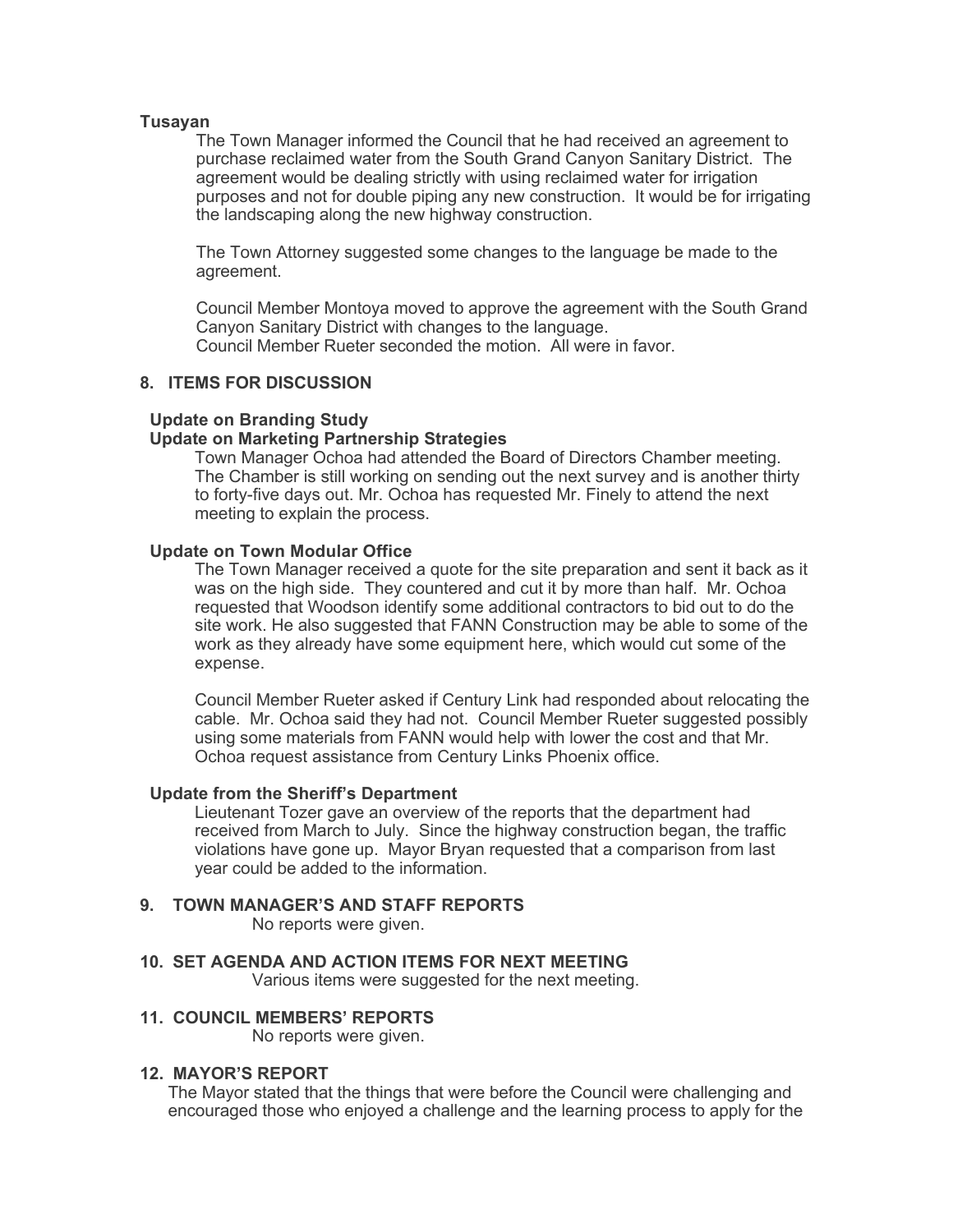**Tusayan**

The Town Manager informed the Council that he had received an agreement to purchase reclaimed water from the South Grand Canyon Sanitary District. The agreement would be dealing strictly with using reclaimed water for irrigation purposes and not for double piping any new construction. It would be for irrigating the landscaping along the new highway construction.

The Town Attorney suggested some changes to the language be made to the agreement.

Council Member Montoya moved to approve the agreement with the South Grand Canyon Sanitary District with changes to the language.
Council Member Rueter seconded the motion. All were in favor.

## 8. ITEMS FOR DISCUSSION

**Update on Branding Study**
**Update on Marketing Partnership Strategies**

Town Manager Ochoa had attended the Board of Directors Chamber meeting. The Chamber is still working on sending out the next survey and is another thirty to forty-five days out. Mr. Ochoa has requested Mr. Finely to attend the next meeting to explain the process.

**Update on Town Modular Office**

The Town Manager received a quote for the site preparation and sent it back as it was on the high side. They countered and cut it by more than half. Mr. Ochoa requested that Woodson identify some additional contractors to bid out to do the site work. He also suggested that FANN Construction may be able to some of the work as they already have some equipment here, which would cut some of the expense.

Council Member Rueter asked if Century Link had responded about relocating the cable. Mr. Ochoa said they had not. Council Member Rueter suggested possibly using some materials from FANN would help with lower the cost and that Mr. Ochoa request assistance from Century Links Phoenix office.

**Update from the Sheriff's Department**

Lieutenant Tozer gave an overview of the reports that the department had received from March to July. Since the highway construction began, the traffic violations have gone up. Mayor Bryan requested that a comparison from last year could be added to the information.

## 9. TOWN MANAGER'S AND STAFF REPORTS

No reports were given.

## 10. SET AGENDA AND ACTION ITEMS FOR NEXT MEETING

Various items were suggested for the next meeting.

## 11. COUNCIL MEMBERS' REPORTS

No reports were given.

## 12. MAYOR'S REPORT

The Mayor stated that the things that were before the Council were challenging and encouraged those who enjoyed a challenge and the learning process to apply for the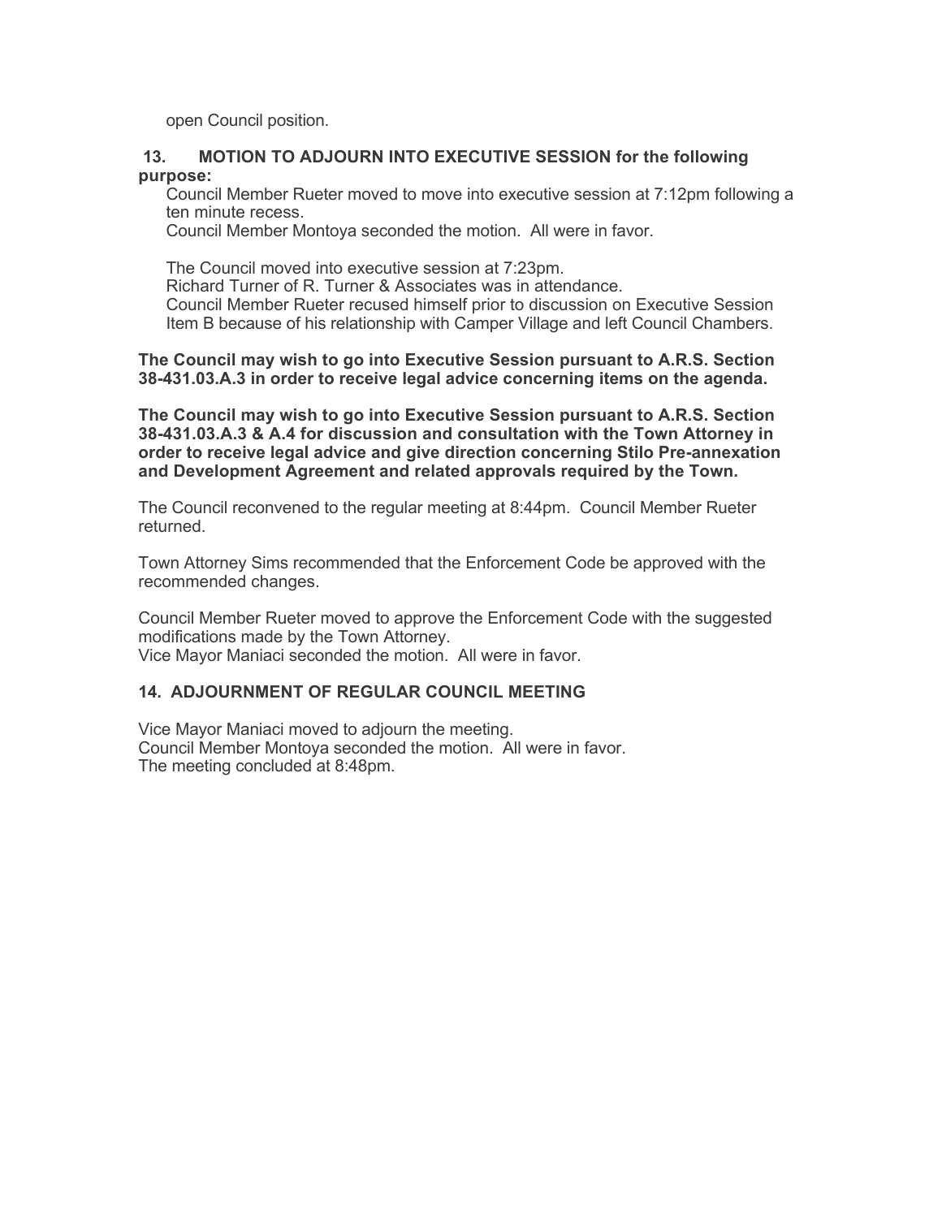open Council position.

**13. MOTION TO ADJOURN INTO EXECUTIVE SESSION for the following purpose:**

Council Member Rueter moved to move into executive session at 7:12pm following a ten minute recess.
Council Member Montoya seconded the motion. All were in favor.

The Council moved into executive session at 7:23pm.
Richard Turner of R. Turner & Associates was in attendance.
Council Member Rueter recused himself prior to discussion on Executive Session Item B because of his relationship with Camper Village and left Council Chambers.

**The Council may wish to go into Executive Session pursuant to A.R.S. Section 38-431.03.A.3 in order to receive legal advice concerning items on the agenda.**

**The Council may wish to go into Executive Session pursuant to A.R.S. Section 38-431.03.A.3 & A.4 for discussion and consultation with the Town Attorney in order to receive legal advice and give direction concerning Stilo Pre-annexation and Development Agreement and related approvals required by the Town.**

The Council reconvened to the regular meeting at 8:44pm. Council Member Rueter returned.

Town Attorney Sims recommended that the Enforcement Code be approved with the recommended changes.

Council Member Rueter moved to approve the Enforcement Code with the suggested modifications made by the Town Attorney.
Vice Mayor Maniaci seconded the motion. All were in favor.

**14. ADJOURNMENT OF REGULAR COUNCIL MEETING**

Vice Mayor Maniaci moved to adjourn the meeting.
Council Member Montoya seconded the motion. All were in favor.
The meeting concluded at 8:48pm.